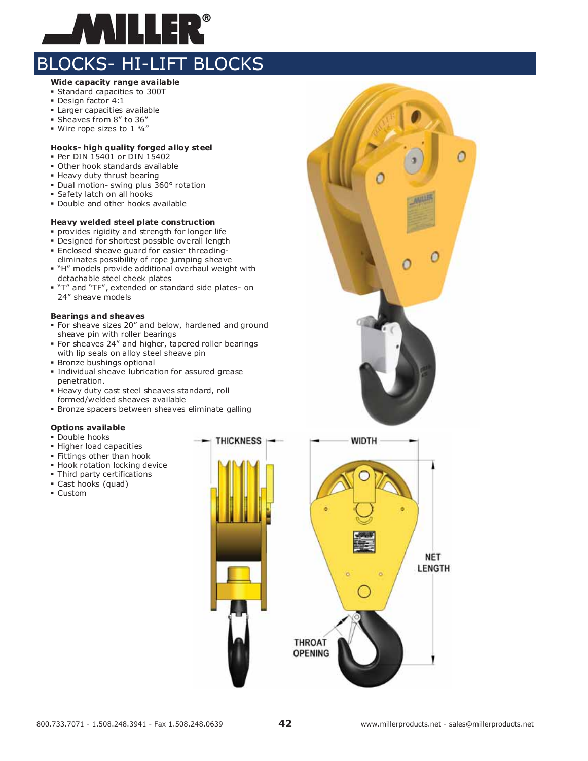# BLOCKS- HI-LIFT BLOCKS

**Wide capacity range available**
- Standard capacities to 300T
- Design factor 4:1
- Larger capacities available
- Sheaves from 8" to 36"
- Wire rope sizes to 1 ¾"

**Hooks- high quality forged alloy steel**
- Per DIN 15401 or DIN 15402
- Other hook standards available
- Heavy duty thrust bearing
- Dual motion- swing plus 360° rotation
- Safety latch on all hooks
- Double and other hooks available

**Heavy welded steel plate construction**
- provides rigidity and strength for longer life
- Designed for shortest possible overall length
- Enclosed sheave guard for easier threading- eliminates possibility of rope jumping sheave
- "H" models provide additional overhaul weight with detachable steel cheek plates
- "T" and "TF", extended or standard side plates- on 24" sheave models

**Bearings and sheaves**
- For sheave sizes 20" and below, hardened and ground sheave pin with roller bearings
- For sheaves 24" and higher, tapered roller bearings with lip seals on alloy steel sheave pin
- Bronze bushings optional
- Individual sheave lubrication for assured grease penetration.
- Heavy duty cast steel sheaves standard, roll formed/welded sheaves available
- Bronze spacers between sheaves eliminate galling

**Options available**
- Double hooks
- Higher load capacities
- Fittings other than hook
- Hook rotation locking device
- Third party certifications
- Cast hooks (quad)
- Custom

THICKNESS

WIDTH

NET LENGTH

THROAT OPENING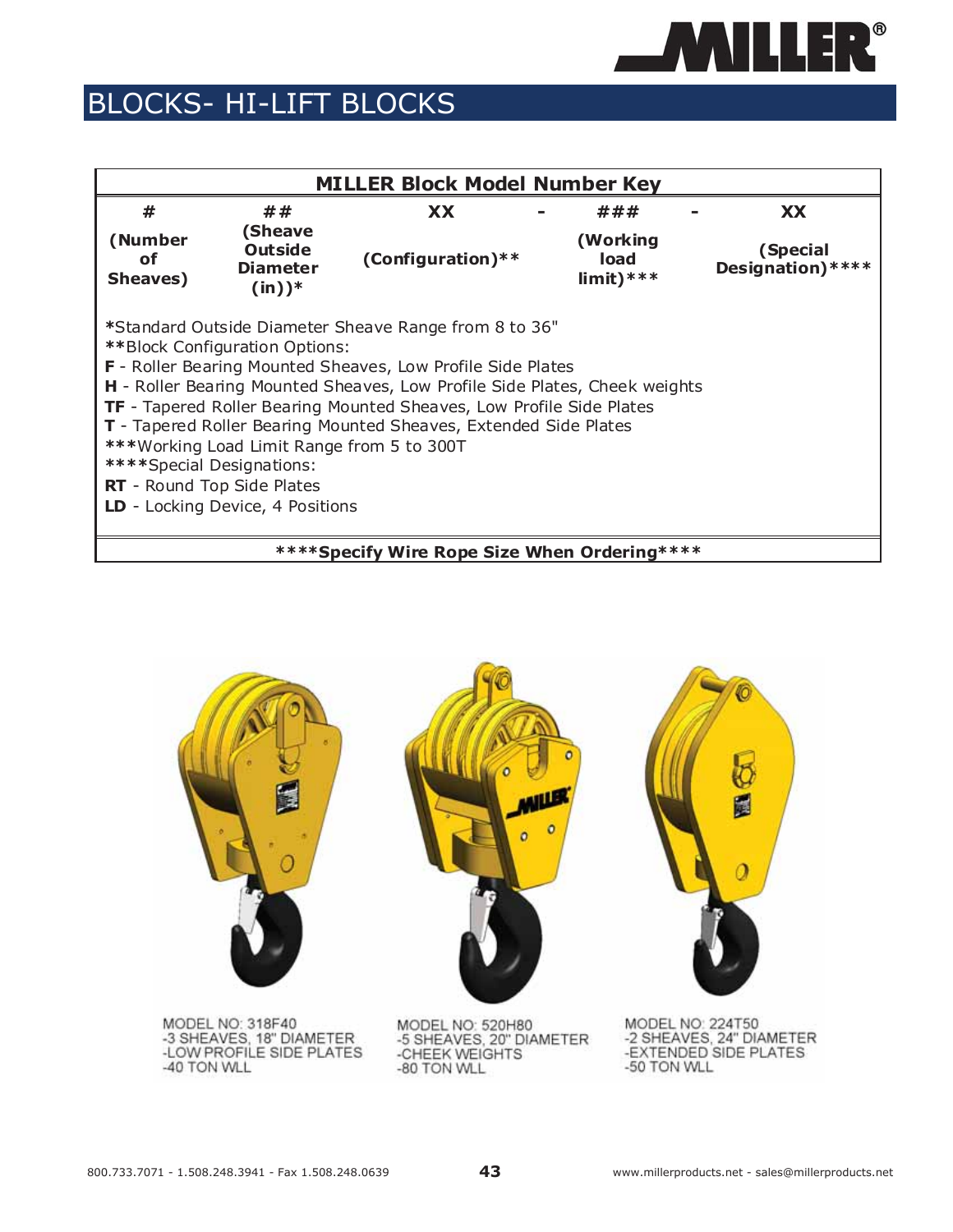# BLOCKS- HI-LIFT BLOCKS

| MILLER Block Model Number Key | | | | | | |
|---|---|---|---|---|---|---|
| # | ## | XX | - | ### | - | XX |
| (Number of Sheaves) | (Sheave Outside Diameter (in))* | (Configuration)** | | (Working load limit)*** | | (Special Designation)**** |

*Standard Outside Diameter Sheave Range from 8 to 36"
**Block Configuration Options:
**F** - Roller Bearing Mounted Sheaves, Low Profile Side Plates
**H** - Roller Bearing Mounted Sheaves, Low Profile Side Plates, Cheek weights
**TF** - Tapered Roller Bearing Mounted Sheaves, Low Profile Side Plates
**T** - Tapered Roller Bearing Mounted Sheaves, Extended Side Plates
***Working Load Limit Range from 5 to 300T
****Special Designations:
**RT** - Round Top Side Plates
**LD** - Locking Device, 4 Positions

**\*\*\*\*Specify Wire Rope Size When Ordering\*\*\*\***

MODEL NO: 318F40
-3 SHEAVES, 18" DIAMETER
-LOW PROFILE SIDE PLATES
-40 TON WLL

MODEL NO: 520H80
-5 SHEAVES, 20" DIAMETER
-CHEEK WEIGHTS
-80 TON WLL

MODEL NO: 224T50
-2 SHEAVES, 24" DIAMETER
-EXTENDED SIDE PLATES
-50 TON WLL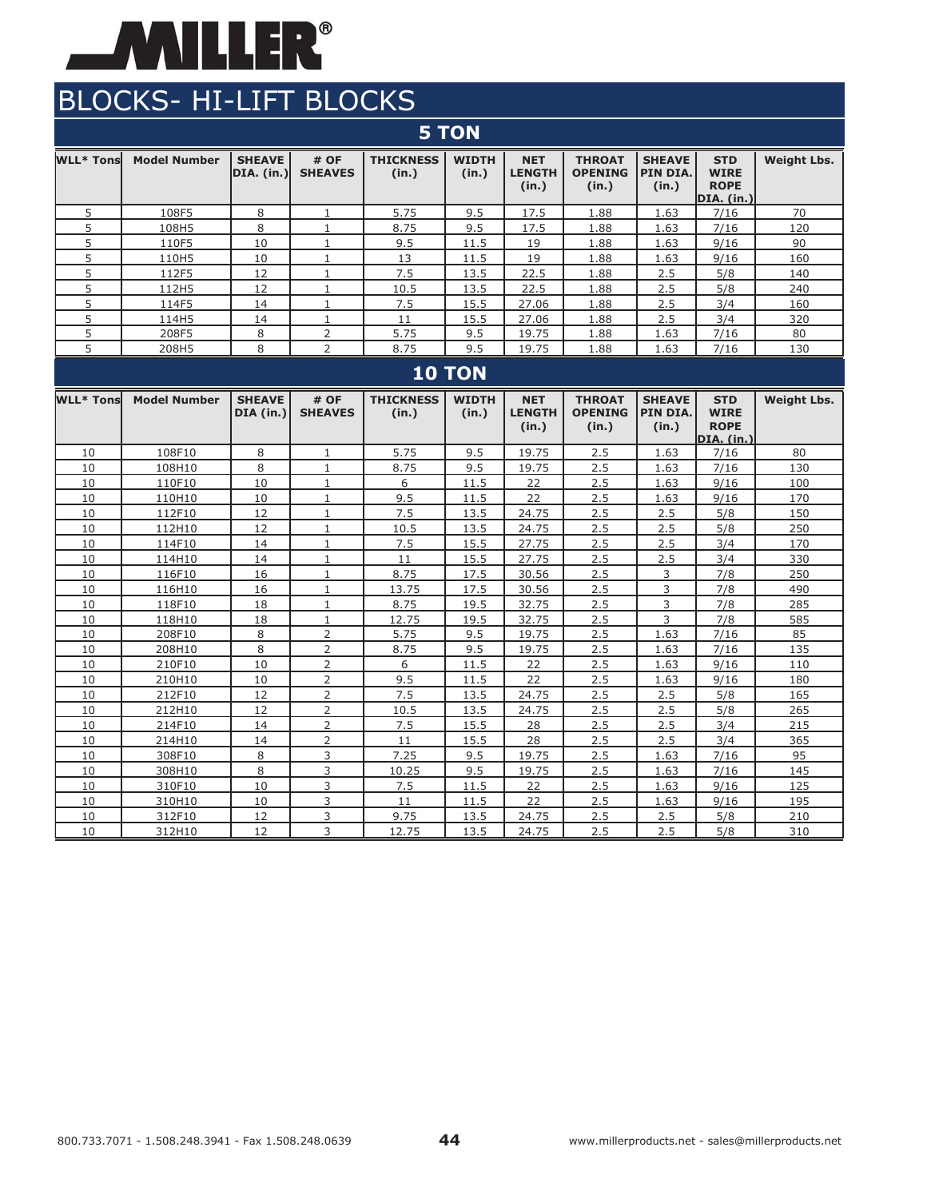MILLER®

# BLOCKS- HI-LIFT BLOCKS

## 5 TON

| WLL* Tons | Model Number | SHEAVE DIA. (in.) | # OF SHEAVES | THICKNESS (in.) | WIDTH (in.) | NET LENGTH (in.) | THROAT OPENING (in.) | SHEAVE PIN DIA. (in.) | STD WIRE ROPE DIA. (in.) | Weight Lbs. |
|---|---|---|---|---|---|---|---|---|---|---|
| 5 | 108F5 | 8 | 1 | 5.75 | 9.5 | 17.5 | 1.88 | 1.63 | 7/16 | 70 |
| 5 | 108H5 | 8 | 1 | 8.75 | 9.5 | 17.5 | 1.88 | 1.63 | 7/16 | 120 |
| 5 | 110F5 | 10 | 1 | 9.5 | 11.5 | 19 | 1.88 | 1.63 | 9/16 | 90 |
| 5 | 110H5 | 10 | 1 | 13 | 11.5 | 19 | 1.88 | 1.63 | 9/16 | 160 |
| 5 | 112F5 | 12 | 1 | 7.5 | 13.5 | 22.5 | 1.88 | 2.5 | 5/8 | 140 |
| 5 | 112H5 | 12 | 1 | 10.5 | 13.5 | 22.5 | 1.88 | 2.5 | 5/8 | 240 |
| 5 | 114F5 | 14 | 1 | 7.5 | 15.5 | 27.06 | 1.88 | 2.5 | 3/4 | 160 |
| 5 | 114H5 | 14 | 1 | 11 | 15.5 | 27.06 | 1.88 | 2.5 | 3/4 | 320 |
| 5 | 208F5 | 8 | 2 | 5.75 | 9.5 | 19.75 | 1.88 | 1.63 | 7/16 | 80 |
| 5 | 208H5 | 8 | 2 | 8.75 | 9.5 | 19.75 | 1.88 | 1.63 | 7/16 | 130 |

## 10 TON

| WLL* Tons | Model Number | SHEAVE DIA (in.) | # OF SHEAVES | THICKNESS (in.) | WIDTH (in.) | NET LENGTH (in.) | THROAT OPENING (in.) | SHEAVE PIN DIA. (in.) | STD WIRE ROPE DIA. (in.) | Weight Lbs. |
|---|---|---|---|---|---|---|---|---|---|---|
| 10 | 108F10 | 8 | 1 | 5.75 | 9.5 | 19.75 | 2.5 | 1.63 | 7/16 | 80 |
| 10 | 108H10 | 8 | 1 | 8.75 | 9.5 | 19.75 | 2.5 | 1.63 | 7/16 | 130 |
| 10 | 110F10 | 10 | 1 | 6 | 11.5 | 22 | 2.5 | 1.63 | 9/16 | 100 |
| 10 | 110H10 | 10 | 1 | 9.5 | 11.5 | 22 | 2.5 | 1.63 | 9/16 | 170 |
| 10 | 112F10 | 12 | 1 | 7.5 | 13.5 | 24.75 | 2.5 | 2.5 | 5/8 | 150 |
| 10 | 112H10 | 12 | 1 | 10.5 | 13.5 | 24.75 | 2.5 | 2.5 | 5/8 | 250 |
| 10 | 114F10 | 14 | 1 | 7.5 | 15.5 | 27.75 | 2.5 | 2.5 | 3/4 | 170 |
| 10 | 114H10 | 14 | 1 | 11 | 15.5 | 27.75 | 2.5 | 2.5 | 3/4 | 330 |
| 10 | 116F10 | 16 | 1 | 8.75 | 17.5 | 30.56 | 2.5 | 3 | 7/8 | 250 |
| 10 | 116H10 | 16 | 1 | 13.75 | 17.5 | 30.56 | 2.5 | 3 | 7/8 | 490 |
| 10 | 118F10 | 18 | 1 | 8.75 | 19.5 | 32.75 | 2.5 | 3 | 7/8 | 285 |
| 10 | 118H10 | 18 | 1 | 12.75 | 19.5 | 32.75 | 2.5 | 3 | 7/8 | 585 |
| 10 | 208F10 | 8 | 2 | 5.75 | 9.5 | 19.75 | 2.5 | 1.63 | 7/16 | 85 |
| 10 | 208H10 | 8 | 2 | 8.75 | 9.5 | 19.75 | 2.5 | 1.63 | 7/16 | 135 |
| 10 | 210F10 | 10 | 2 | 6 | 11.5 | 22 | 2.5 | 1.63 | 9/16 | 110 |
| 10 | 210H10 | 10 | 2 | 9.5 | 11.5 | 22 | 2.5 | 1.63 | 9/16 | 180 |
| 10 | 212F10 | 12 | 2 | 7.5 | 13.5 | 24.75 | 2.5 | 2.5 | 5/8 | 165 |
| 10 | 212H10 | 12 | 2 | 10.5 | 13.5 | 24.75 | 2.5 | 2.5 | 5/8 | 265 |
| 10 | 214F10 | 14 | 2 | 7.5 | 15.5 | 28 | 2.5 | 2.5 | 3/4 | 215 |
| 10 | 214H10 | 14 | 2 | 11 | 15.5 | 28 | 2.5 | 2.5 | 3/4 | 365 |
| 10 | 308F10 | 8 | 3 | 7.25 | 9.5 | 19.75 | 2.5 | 1.63 | 7/16 | 95 |
| 10 | 308H10 | 8 | 3 | 10.25 | 9.5 | 19.75 | 2.5 | 1.63 | 7/16 | 145 |
| 10 | 310F10 | 10 | 3 | 7.5 | 11.5 | 22 | 2.5 | 1.63 | 9/16 | 125 |
| 10 | 310H10 | 10 | 3 | 11 | 11.5 | 22 | 2.5 | 1.63 | 9/16 | 195 |
| 10 | 312F10 | 12 | 3 | 9.75 | 13.5 | 24.75 | 2.5 | 2.5 | 5/8 | 210 |
| 10 | 312H10 | 12 | 3 | 12.75 | 13.5 | 24.75 | 2.5 | 2.5 | 5/8 | 310 |

800.733.7071 - 1.508.248.3941 - Fax 1.508.248.0639

www.millerproducts.net - sales@millerproducts.net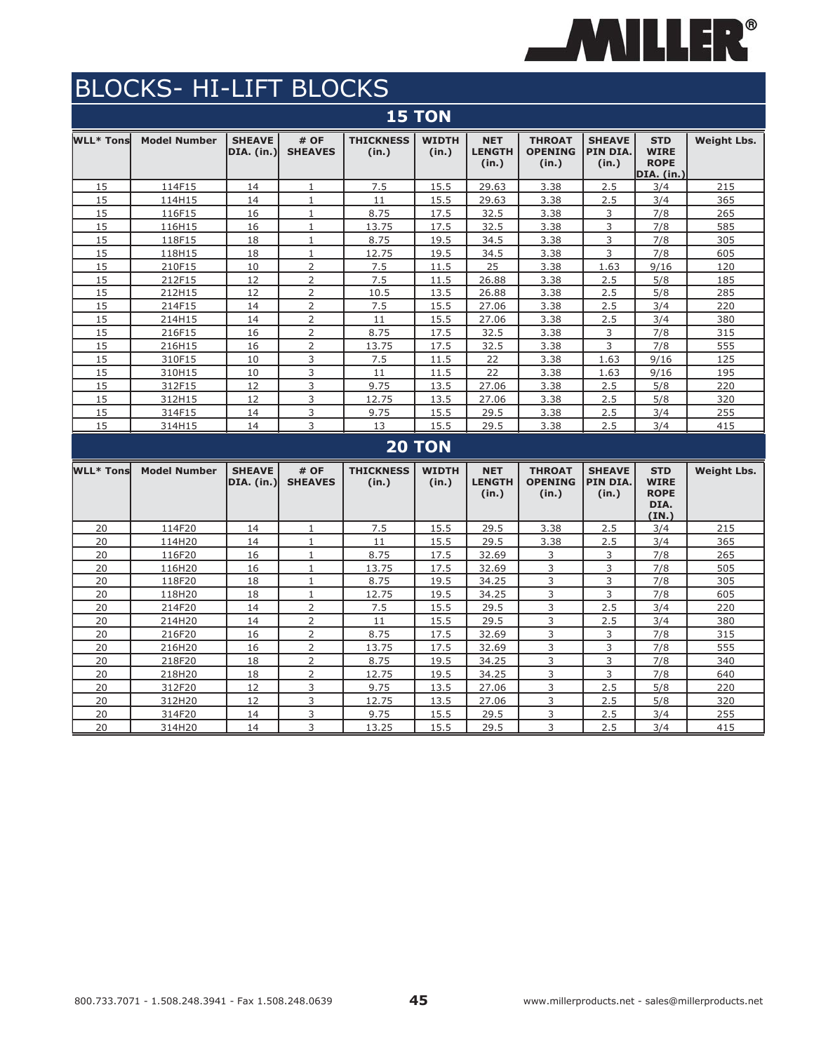# BLOCKS- HI-LIFT BLOCKS

## 15 TON

| WLL* Tons | Model Number | SHEAVE DIA. (in.) | # OF SHEAVES | THICKNESS (in.) | WIDTH (in.) | NET LENGTH (in.) | THROAT OPENING (in.) | SHEAVE PIN DIA. (in.) | STD WIRE ROPE DIA. (in.) | Weight Lbs. |
|---|---|---|---|---|---|---|---|---|---|---|
| 15 | 114F15 | 14 | 1 | 7.5 | 15.5 | 29.63 | 3.38 | 2.5 | 3/4 | 215 |
| 15 | 114H15 | 14 | 1 | 11 | 15.5 | 29.63 | 3.38 | 2.5 | 3/4 | 365 |
| 15 | 116F15 | 16 | 1 | 8.75 | 17.5 | 32.5 | 3.38 | 3 | 7/8 | 265 |
| 15 | 116H15 | 16 | 1 | 13.75 | 17.5 | 32.5 | 3.38 | 3 | 7/8 | 585 |
| 15 | 118F15 | 18 | 1 | 8.75 | 19.5 | 34.5 | 3.38 | 3 | 7/8 | 305 |
| 15 | 118H15 | 18 | 1 | 12.75 | 19.5 | 34.5 | 3.38 | 3 | 7/8 | 605 |
| 15 | 210F15 | 10 | 2 | 7.5 | 11.5 | 25 | 3.38 | 1.63 | 9/16 | 120 |
| 15 | 212F15 | 12 | 2 | 7.5 | 11.5 | 26.88 | 3.38 | 2.5 | 5/8 | 185 |
| 15 | 212H15 | 12 | 2 | 10.5 | 13.5 | 26.88 | 3.38 | 2.5 | 5/8 | 285 |
| 15 | 214F15 | 14 | 2 | 7.5 | 15.5 | 27.06 | 3.38 | 2.5 | 3/4 | 220 |
| 15 | 214H15 | 14 | 2 | 11 | 15.5 | 27.06 | 3.38 | 2.5 | 3/4 | 380 |
| 15 | 216F15 | 16 | 2 | 8.75 | 17.5 | 32.5 | 3.38 | 3 | 7/8 | 315 |
| 15 | 216H15 | 16 | 2 | 13.75 | 17.5 | 32.5 | 3.38 | 3 | 7/8 | 555 |
| 15 | 310F15 | 10 | 3 | 7.5 | 11.5 | 22 | 3.38 | 1.63 | 9/16 | 125 |
| 15 | 310H15 | 10 | 3 | 11 | 11.5 | 22 | 3.38 | 1.63 | 9/16 | 195 |
| 15 | 312F15 | 12 | 3 | 9.75 | 13.5 | 27.06 | 3.38 | 2.5 | 5/8 | 220 |
| 15 | 312H15 | 12 | 3 | 12.75 | 13.5 | 27.06 | 3.38 | 2.5 | 5/8 | 320 |
| 15 | 314F15 | 14 | 3 | 9.75 | 15.5 | 29.5 | 3.38 | 2.5 | 3/4 | 255 |
| 15 | 314H15 | 14 | 3 | 13 | 15.5 | 29.5 | 3.38 | 2.5 | 3/4 | 415 |

## 20 TON

| WLL* Tons | Model Number | SHEAVE DIA. (in.) | # OF SHEAVES | THICKNESS (in.) | WIDTH (in.) | NET LENGTH (in.) | THROAT OPENING (in.) | SHEAVE PIN DIA. (in.) | STD WIRE ROPE DIA. (IN.) | Weight Lbs. |
|---|---|---|---|---|---|---|---|---|---|---|
| 20 | 114F20 | 14 | 1 | 7.5 | 15.5 | 29.5 | 3.38 | 2.5 | 3/4 | 215 |
| 20 | 114H20 | 14 | 1 | 11 | 15.5 | 29.5 | 3.38 | 2.5 | 3/4 | 365 |
| 20 | 116F20 | 16 | 1 | 8.75 | 17.5 | 32.69 | 3 | 3 | 7/8 | 265 |
| 20 | 116H20 | 16 | 1 | 13.75 | 17.5 | 32.69 | 3 | 3 | 7/8 | 505 |
| 20 | 118F20 | 18 | 1 | 8.75 | 19.5 | 34.25 | 3 | 3 | 7/8 | 305 |
| 20 | 118H20 | 18 | 1 | 12.75 | 19.5 | 34.25 | 3 | 3 | 7/8 | 605 |
| 20 | 214F20 | 14 | 2 | 7.5 | 15.5 | 29.5 | 3 | 2.5 | 3/4 | 220 |
| 20 | 214H20 | 14 | 2 | 11 | 15.5 | 29.5 | 3 | 2.5 | 3/4 | 380 |
| 20 | 216F20 | 16 | 2 | 8.75 | 17.5 | 32.69 | 3 | 3 | 7/8 | 315 |
| 20 | 216H20 | 16 | 2 | 13.75 | 17.5 | 32.69 | 3 | 3 | 7/8 | 555 |
| 20 | 218F20 | 18 | 2 | 8.75 | 19.5 | 34.25 | 3 | 3 | 7/8 | 340 |
| 20 | 218H20 | 18 | 2 | 12.75 | 19.5 | 34.25 | 3 | 3 | 7/8 | 640 |
| 20 | 312F20 | 12 | 3 | 9.75 | 13.5 | 27.06 | 3 | 2.5 | 5/8 | 220 |
| 20 | 312H20 | 12 | 3 | 12.75 | 13.5 | 27.06 | 3 | 2.5 | 5/8 | 320 |
| 20 | 314F20 | 14 | 3 | 9.75 | 15.5 | 29.5 | 3 | 2.5 | 3/4 | 255 |
| 20 | 314H20 | 14 | 3 | 13.25 | 15.5 | 29.5 | 3 | 2.5 | 3/4 | 415 |

800.733.7071 - 1.508.248.3941 - Fax 1.508.248.0639

www.millerproducts.net - sales@millerproducts.net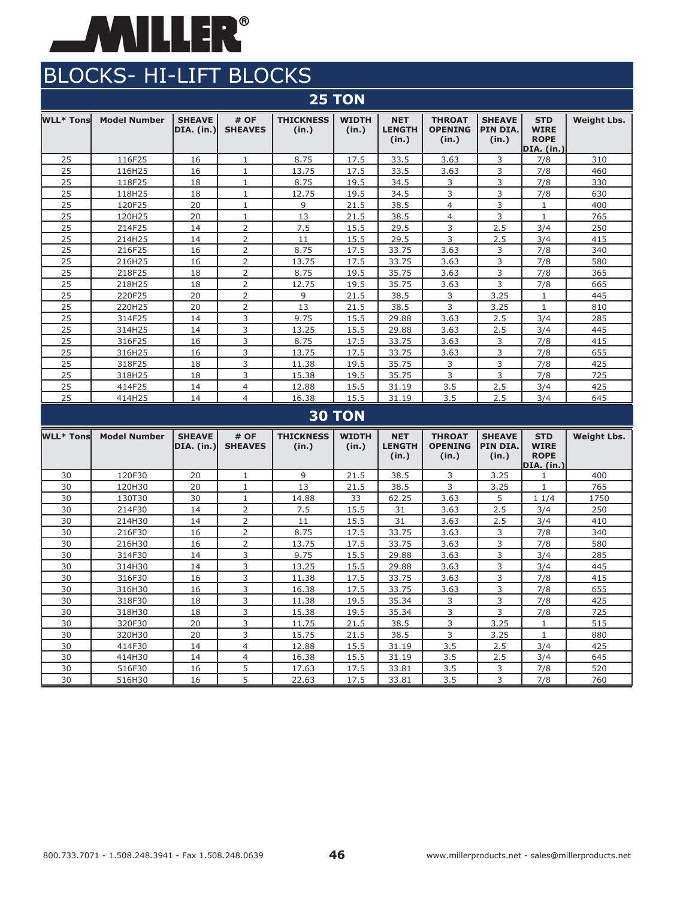# MILLER®

# BLOCKS- HI-LIFT BLOCKS

## 25 TON

| WLL* Tons | Model Number | SHEAVE DIA. (in.) | # OF SHEAVES | THICKNESS (in.) | WIDTH (in.) | NET LENGTH (in.) | THROAT OPENING (in.) | SHEAVE PIN DIA. (in.) | STD WIRE ROPE DIA. (in.) | Weight Lbs. |
|---|---|---|---|---|---|---|---|---|---|---|
| 25 | 116F25 | 16 | 1 | 8.75 | 17.5 | 33.5 | 3.63 | 3 | 7/8 | 310 |
| 25 | 116H25 | 16 | 1 | 13.75 | 17.5 | 33.5 | 3.63 | 3 | 7/8 | 460 |
| 25 | 118F25 | 18 | 1 | 8.75 | 19.5 | 34.5 | 3 | 3 | 7/8 | 330 |
| 25 | 118H25 | 18 | 1 | 12.75 | 19.5 | 34.5 | 3 | 3 | 7/8 | 630 |
| 25 | 120F25 | 20 | 1 | 9 | 21.5 | 38.5 | 4 | 3 | 1 | 400 |
| 25 | 120H25 | 20 | 1 | 13 | 21.5 | 38.5 | 4 | 3 | 1 | 765 |
| 25 | 214F25 | 14 | 2 | 7.5 | 15.5 | 29.5 | 3 | 2.5 | 3/4 | 250 |
| 25 | 214H25 | 14 | 2 | 11 | 15.5 | 29.5 | 3 | 2.5 | 3/4 | 415 |
| 25 | 216F25 | 16 | 2 | 8.75 | 17.5 | 33.75 | 3.63 | 3 | 7/8 | 340 |
| 25 | 216H25 | 16 | 2 | 13.75 | 17.5 | 33.75 | 3.63 | 3 | 7/8 | 580 |
| 25 | 218F25 | 18 | 2 | 8.75 | 19.5 | 35.75 | 3.63 | 3 | 7/8 | 365 |
| 25 | 218H25 | 18 | 2 | 12.75 | 19.5 | 35.75 | 3.63 | 3 | 7/8 | 665 |
| 25 | 220F25 | 20 | 2 | 9 | 21.5 | 38.5 | 3 | 3.25 | 1 | 445 |
| 25 | 220H25 | 20 | 2 | 13 | 21.5 | 38.5 | 3 | 3.25 | 1 | 810 |
| 25 | 314F25 | 14 | 3 | 9.75 | 15.5 | 29.88 | 3.63 | 2.5 | 3/4 | 285 |
| 25 | 314H25 | 14 | 3 | 13.25 | 15.5 | 29.88 | 3.63 | 2.5 | 3/4 | 445 |
| 25 | 316F25 | 16 | 3 | 8.75 | 17.5 | 33.75 | 3.63 | 3 | 7/8 | 415 |
| 25 | 316H25 | 16 | 3 | 13.75 | 17.5 | 33.75 | 3.63 | 3 | 7/8 | 655 |
| 25 | 318F25 | 18 | 3 | 11.38 | 19.5 | 35.75 | 3 | 3 | 7/8 | 425 |
| 25 | 318H25 | 18 | 3 | 15.38 | 19.5 | 35.75 | 3 | 3 | 7/8 | 725 |
| 25 | 414F25 | 14 | 4 | 12.88 | 15.5 | 31.19 | 3.5 | 2.5 | 3/4 | 425 |
| 25 | 414H25 | 14 | 4 | 16.38 | 15.5 | 31.19 | 3.5 | 2.5 | 3/4 | 645 |

## 30 TON

| WLL* Tons | Model Number | SHEAVE DIA. (in.) | # OF SHEAVES | THICKNESS (in.) | WIDTH (in.) | NET LENGTH (in.) | THROAT OPENING (in.) | SHEAVE PIN DIA. (in.) | STD WIRE ROPE DIA. (in.) | Weight Lbs. |
|---|---|---|---|---|---|---|---|---|---|---|
| 30 | 120F30 | 20 | 1 | 9 | 21.5 | 38.5 | 3 | 3.25 | 1 | 400 |
| 30 | 120H30 | 20 | 1 | 13 | 21.5 | 38.5 | 3 | 3.25 | 1 | 765 |
| 30 | 130T30 | 30 | 1 | 14.88 | 33 | 62.25 | 3.63 | 5 | 1 1/4 | 1750 |
| 30 | 214F30 | 14 | 2 | 7.5 | 15.5 | 31 | 3.63 | 2.5 | 3/4 | 250 |
| 30 | 214H30 | 14 | 2 | 11 | 15.5 | 31 | 3.63 | 2.5 | 3/4 | 410 |
| 30 | 216F30 | 16 | 2 | 8.75 | 17.5 | 33.75 | 3.63 | 3 | 7/8 | 340 |
| 30 | 216H30 | 16 | 2 | 13.75 | 17.5 | 33.75 | 3.63 | 3 | 7/8 | 580 |
| 30 | 314F30 | 14 | 3 | 9.75 | 15.5 | 29.88 | 3.63 | 3 | 3/4 | 285 |
| 30 | 314H30 | 14 | 3 | 13.25 | 15.5 | 29.88 | 3.63 | 3 | 3/4 | 445 |
| 30 | 316F30 | 16 | 3 | 11.38 | 17.5 | 33.75 | 3.63 | 3 | 7/8 | 415 |
| 30 | 316H30 | 16 | 3 | 16.38 | 17.5 | 33.75 | 3.63 | 3 | 7/8 | 655 |
| 30 | 318F30 | 18 | 3 | 11.38 | 19.5 | 35.34 | 3 | 3 | 7/8 | 425 |
| 30 | 318H30 | 18 | 3 | 15.38 | 19.5 | 35.34 | 3 | 3 | 7/8 | 725 |
| 30 | 320F30 | 20 | 3 | 11.75 | 21.5 | 38.5 | 3 | 3.25 | 1 | 515 |
| 30 | 320H30 | 20 | 3 | 15.75 | 21.5 | 38.5 | 3 | 3.25 | 1 | 880 |
| 30 | 414F30 | 14 | 4 | 12.88 | 15.5 | 31.19 | 3.5 | 2.5 | 3/4 | 425 |
| 30 | 414H30 | 14 | 4 | 16.38 | 15.5 | 31.19 | 3.5 | 2.5 | 3/4 | 645 |
| 30 | 516F30 | 16 | 5 | 17.63 | 17.5 | 33.81 | 3.5 | 3 | 7/8 | 520 |
| 30 | 516H30 | 16 | 5 | 22.63 | 17.5 | 33.81 | 3.5 | 3 | 7/8 | 760 |

800.733.7071 - 1.508.248.3941 - Fax 1.508.248.0639 www.millerproducts.net - sales@millerproducts.net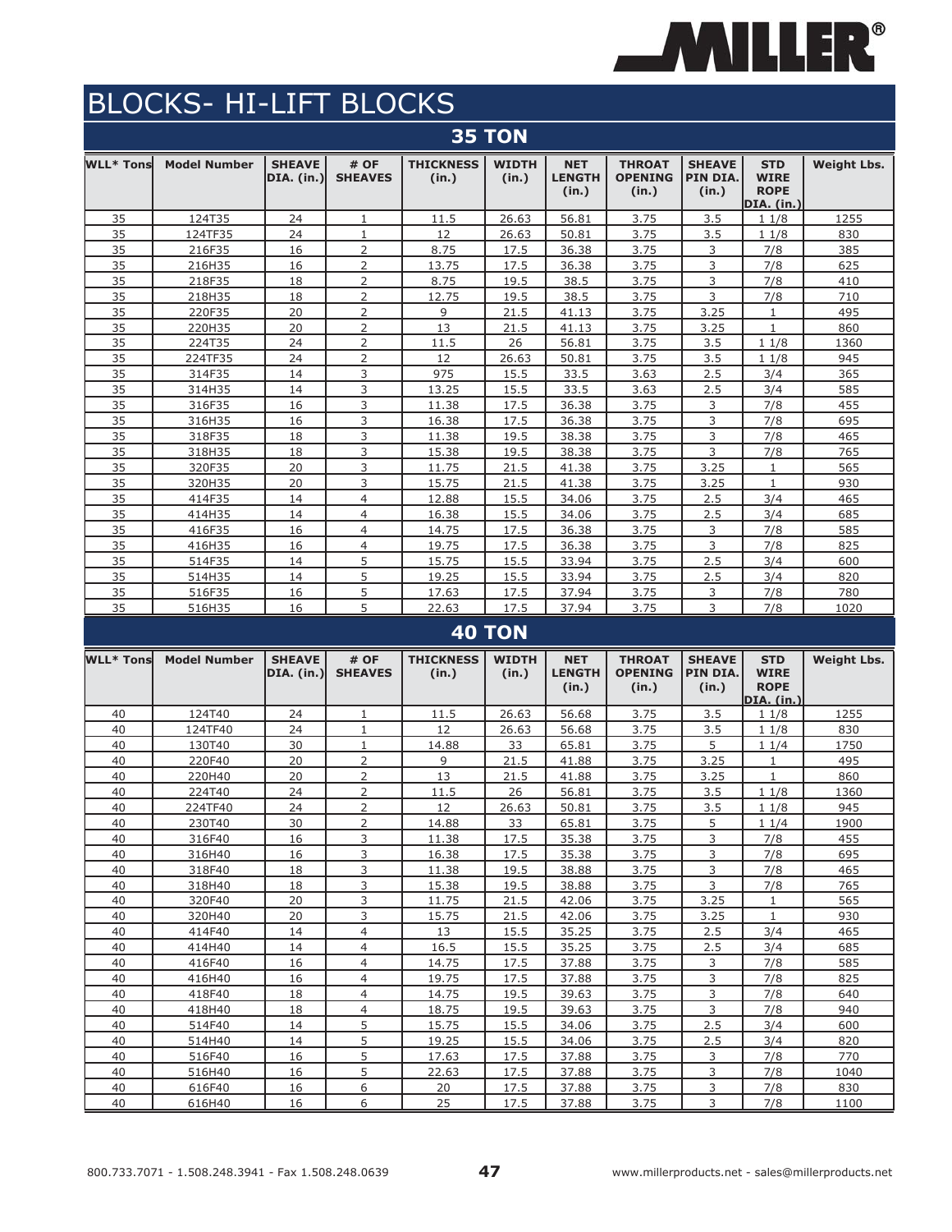# BLOCKS- HI-LIFT BLOCKS

## 35 TON

| WLL* Tons | Model Number | SHEAVE DIA. (in.) | # OF SHEAVES | THICKNESS (in.) | WIDTH (in.) | NET LENGTH (in.) | THROAT OPENING (in.) | SHEAVE PIN DIA. (in.) | STD WIRE ROPE DIA. (in.) | Weight Lbs. |
|---|---|---|---|---|---|---|---|---|---|---|
| 35 | 124T35 | 24 | 1 | 11.5 | 26.63 | 56.81 | 3.75 | 3.5 | 1 1/8 | 1255 |
| 35 | 124TF35 | 24 | 1 | 12 | 26.63 | 50.81 | 3.75 | 3.5 | 1 1/8 | 830 |
| 35 | 216F35 | 16 | 2 | 8.75 | 17.5 | 36.38 | 3.75 | 3 | 7/8 | 385 |
| 35 | 216H35 | 16 | 2 | 13.75 | 17.5 | 36.38 | 3.75 | 3 | 7/8 | 625 |
| 35 | 218F35 | 18 | 2 | 8.75 | 19.5 | 38.5 | 3.75 | 3 | 7/8 | 410 |
| 35 | 218H35 | 18 | 2 | 12.75 | 19.5 | 38.5 | 3.75 | 3 | 7/8 | 710 |
| 35 | 220F35 | 20 | 2 | 9 | 21.5 | 41.13 | 3.75 | 3.25 | 1 | 495 |
| 35 | 220H35 | 20 | 2 | 13 | 21.5 | 41.13 | 3.75 | 3.25 | 1 | 860 |
| 35 | 224T35 | 24 | 2 | 11.5 | 26 | 56.81 | 3.75 | 3.5 | 1 1/8 | 1360 |
| 35 | 224TF35 | 24 | 2 | 12 | 26.63 | 50.81 | 3.75 | 3.5 | 1 1/8 | 945 |
| 35 | 314F35 | 14 | 3 | 975 | 15.5 | 33.5 | 3.63 | 2.5 | 3/4 | 365 |
| 35 | 314H35 | 14 | 3 | 13.25 | 15.5 | 33.5 | 3.63 | 2.5 | 3/4 | 585 |
| 35 | 316F35 | 16 | 3 | 11.38 | 17.5 | 36.38 | 3.75 | 3 | 7/8 | 455 |
| 35 | 316H35 | 16 | 3 | 16.38 | 17.5 | 36.38 | 3.75 | 3 | 7/8 | 695 |
| 35 | 318F35 | 18 | 3 | 11.38 | 19.5 | 38.38 | 3.75 | 3 | 7/8 | 465 |
| 35 | 318H35 | 18 | 3 | 15.38 | 19.5 | 38.38 | 3.75 | 3 | 7/8 | 765 |
| 35 | 320F35 | 20 | 3 | 11.75 | 21.5 | 41.38 | 3.75 | 3.25 | 1 | 565 |
| 35 | 320H35 | 20 | 3 | 15.75 | 21.5 | 41.38 | 3.75 | 3.25 | 1 | 930 |
| 35 | 414F35 | 14 | 4 | 12.88 | 15.5 | 34.06 | 3.75 | 2.5 | 3/4 | 465 |
| 35 | 414H35 | 14 | 4 | 16.38 | 15.5 | 34.06 | 3.75 | 2.5 | 3/4 | 685 |
| 35 | 416F35 | 16 | 4 | 14.75 | 17.5 | 36.38 | 3.75 | 3 | 7/8 | 585 |
| 35 | 416H35 | 16 | 4 | 19.75 | 17.5 | 36.38 | 3.75 | 3 | 7/8 | 825 |
| 35 | 514F35 | 14 | 5 | 15.75 | 15.5 | 33.94 | 3.75 | 2.5 | 3/4 | 600 |
| 35 | 514H35 | 14 | 5 | 19.25 | 15.5 | 33.94 | 3.75 | 2.5 | 3/4 | 820 |
| 35 | 516F35 | 16 | 5 | 17.63 | 17.5 | 37.94 | 3.75 | 3 | 7/8 | 780 |
| 35 | 516H35 | 16 | 5 | 22.63 | 17.5 | 37.94 | 3.75 | 3 | 7/8 | 1020 |

## 40 TON

| WLL* Tons | Model Number | SHEAVE DIA. (in.) | # OF SHEAVES | THICKNESS (in.) | WIDTH (in.) | NET LENGTH (in.) | THROAT OPENING (in.) | SHEAVE PIN DIA. (in.) | STD WIRE ROPE DIA. (in.) | Weight Lbs. |
|---|---|---|---|---|---|---|---|---|---|---|
| 40 | 124T40 | 24 | 1 | 11.5 | 26.63 | 56.68 | 3.75 | 3.5 | 1 1/8 | 1255 |
| 40 | 124TF40 | 24 | 1 | 12 | 26.63 | 56.68 | 3.75 | 3.5 | 1 1/8 | 830 |
| 40 | 130T40 | 30 | 1 | 14.88 | 33 | 65.81 | 3.75 | 5 | 1 1/4 | 1750 |
| 40 | 220F40 | 20 | 2 | 9 | 21.5 | 41.88 | 3.75 | 3.25 | 1 | 495 |
| 40 | 220H40 | 20 | 2 | 13 | 21.5 | 41.88 | 3.75 | 3.25 | 1 | 860 |
| 40 | 224T40 | 24 | 2 | 11.5 | 26 | 56.81 | 3.75 | 3.5 | 1 1/8 | 1360 |
| 40 | 224TF40 | 24 | 2 | 12 | 26.63 | 50.81 | 3.75 | 3.5 | 1 1/8 | 945 |
| 40 | 230T40 | 30 | 2 | 14.88 | 33 | 65.81 | 3.75 | 5 | 1 1/4 | 1900 |
| 40 | 316F40 | 16 | 3 | 11.38 | 17.5 | 35.38 | 3.75 | 3 | 7/8 | 455 |
| 40 | 316H40 | 16 | 3 | 16.38 | 17.5 | 35.38 | 3.75 | 3 | 7/8 | 695 |
| 40 | 318F40 | 18 | 3 | 11.38 | 19.5 | 38.88 | 3.75 | 3 | 7/8 | 465 |
| 40 | 318H40 | 18 | 3 | 15.38 | 19.5 | 38.88 | 3.75 | 3 | 7/8 | 765 |
| 40 | 320F40 | 20 | 3 | 11.75 | 21.5 | 42.06 | 3.75 | 3.25 | 1 | 565 |
| 40 | 320H40 | 20 | 3 | 15.75 | 21.5 | 42.06 | 3.75 | 3.25 | 1 | 930 |
| 40 | 414F40 | 14 | 4 | 13 | 15.5 | 35.25 | 3.75 | 2.5 | 3/4 | 465 |
| 40 | 414H40 | 14 | 4 | 16.5 | 15.5 | 35.25 | 3.75 | 2.5 | 3/4 | 685 |
| 40 | 416F40 | 16 | 4 | 14.75 | 17.5 | 37.88 | 3.75 | 3 | 7/8 | 585 |
| 40 | 416H40 | 16 | 4 | 19.75 | 17.5 | 37.88 | 3.75 | 3 | 7/8 | 825 |
| 40 | 418F40 | 18 | 4 | 14.75 | 19.5 | 39.63 | 3.75 | 3 | 7/8 | 640 |
| 40 | 418H40 | 18 | 4 | 18.75 | 19.5 | 39.63 | 3.75 | 3 | 7/8 | 940 |
| 40 | 514F40 | 14 | 5 | 15.75 | 15.5 | 34.06 | 3.75 | 2.5 | 3/4 | 600 |
| 40 | 514H40 | 14 | 5 | 19.25 | 15.5 | 34.06 | 3.75 | 2.5 | 3/4 | 820 |
| 40 | 516F40 | 16 | 5 | 17.63 | 17.5 | 37.88 | 3.75 | 3 | 7/8 | 770 |
| 40 | 516H40 | 16 | 5 | 22.63 | 17.5 | 37.88 | 3.75 | 3 | 7/8 | 1040 |
| 40 | 616F40 | 16 | 6 | 20 | 17.5 | 37.88 | 3.75 | 3 | 7/8 | 830 |
| 40 | 616H40 | 16 | 6 | 25 | 17.5 | 37.88 | 3.75 | 3 | 7/8 | 1100 |

800.733.7071 - 1.508.248.3941 - Fax 1.508.248.0639

www.millerproducts.net - sales@millerproducts.net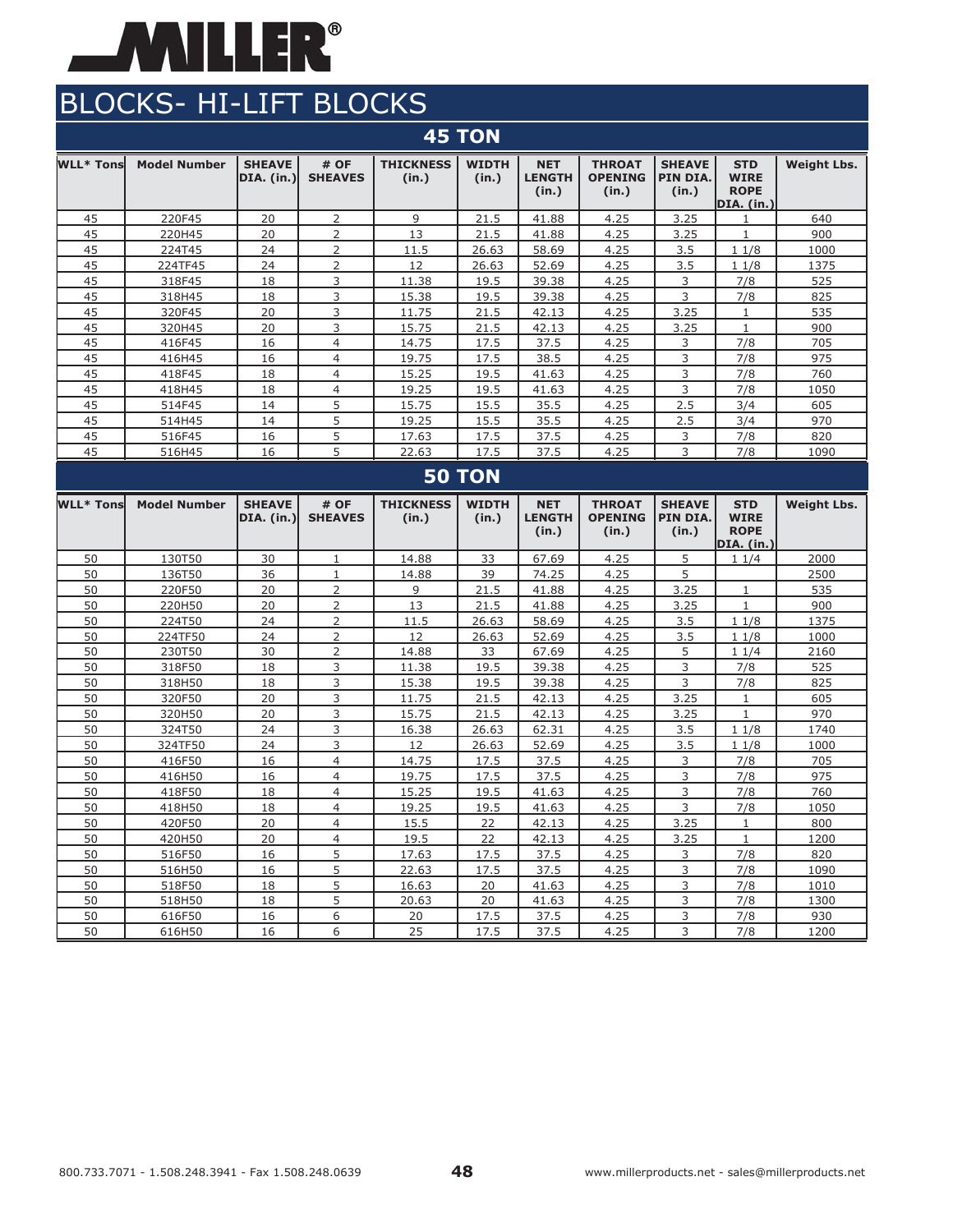# BLOCKS- HI-LIFT BLOCKS

## 45 TON

| WLL* Tons | Model Number | SHEAVE DIA. (in.) | # OF SHEAVES | THICKNESS (in.) | WIDTH (in.) | NET LENGTH (in.) | THROAT OPENING (in.) | SHEAVE PIN DIA. (in.) | STD WIRE ROPE DIA. (in.) | Weight Lbs. |
|---|---|---|---|---|---|---|---|---|---|---|
| 45 | 220F45 | 20 | 2 | 9 | 21.5 | 41.88 | 4.25 | 3.25 | 1 | 640 |
| 45 | 220H45 | 20 | 2 | 13 | 21.5 | 41.88 | 4.25 | 3.25 | 1 | 900 |
| 45 | 224T45 | 24 | 2 | 11.5 | 26.63 | 58.69 | 4.25 | 3.5 | 1 1/8 | 1000 |
| 45 | 224TF45 | 24 | 2 | 12 | 26.63 | 52.69 | 4.25 | 3.5 | 1 1/8 | 1375 |
| 45 | 318F45 | 18 | 3 | 11.38 | 19.5 | 39.38 | 4.25 | 3 | 7/8 | 525 |
| 45 | 318H45 | 18 | 3 | 15.38 | 19.5 | 39.38 | 4.25 | 3 | 7/8 | 825 |
| 45 | 320F45 | 20 | 3 | 11.75 | 21.5 | 42.13 | 4.25 | 3.25 | 1 | 535 |
| 45 | 320H45 | 20 | 3 | 15.75 | 21.5 | 42.13 | 4.25 | 3.25 | 1 | 900 |
| 45 | 416F45 | 16 | 4 | 14.75 | 17.5 | 37.5 | 4.25 | 3 | 7/8 | 705 |
| 45 | 416H45 | 16 | 4 | 19.75 | 17.5 | 38.5 | 4.25 | 3 | 7/8 | 975 |
| 45 | 418F45 | 18 | 4 | 15.25 | 19.5 | 41.63 | 4.25 | 3 | 7/8 | 760 |
| 45 | 418H45 | 18 | 4 | 19.25 | 19.5 | 41.63 | 4.25 | 3 | 7/8 | 1050 |
| 45 | 514F45 | 14 | 5 | 15.75 | 15.5 | 35.5 | 4.25 | 2.5 | 3/4 | 605 |
| 45 | 514H45 | 14 | 5 | 19.25 | 15.5 | 35.5 | 4.25 | 2.5 | 3/4 | 970 |
| 45 | 516F45 | 16 | 5 | 17.63 | 17.5 | 37.5 | 4.25 | 3 | 7/8 | 820 |
| 45 | 516H45 | 16 | 5 | 22.63 | 17.5 | 37.5 | 4.25 | 3 | 7/8 | 1090 |

## 50 TON

| WLL* Tons | Model Number | SHEAVE DIA. (in.) | # OF SHEAVES | THICKNESS (in.) | WIDTH (in.) | NET LENGTH (in.) | THROAT OPENING (in.) | SHEAVE PIN DIA. (in.) | STD WIRE ROPE DIA. (in.) | Weight Lbs. |
|---|---|---|---|---|---|---|---|---|---|---|
| 50 | 130T50 | 30 | 1 | 14.88 | 33 | 67.69 | 4.25 | 5 | 1 1/4 | 2000 |
| 50 | 136T50 | 36 | 1 | 14.88 | 39 | 74.25 | 4.25 | 5 | | 2500 |
| 50 | 220F50 | 20 | 2 | 9 | 21.5 | 41.88 | 4.25 | 3.25 | 1 | 535 |
| 50 | 220H50 | 20 | 2 | 13 | 21.5 | 41.88 | 4.25 | 3.25 | 1 | 900 |
| 50 | 224T50 | 24 | 2 | 11.5 | 26.63 | 58.69 | 4.25 | 3.5 | 1 1/8 | 1375 |
| 50 | 224TF50 | 24 | 2 | 12 | 26.63 | 52.69 | 4.25 | 3.5 | 1 1/8 | 1000 |
| 50 | 230T50 | 30 | 2 | 14.88 | 33 | 67.69 | 4.25 | 5 | 1 1/4 | 2160 |
| 50 | 318F50 | 18 | 3 | 11.38 | 19.5 | 39.38 | 4.25 | 3 | 7/8 | 525 |
| 50 | 318H50 | 18 | 3 | 15.38 | 19.5 | 39.38 | 4.25 | 3 | 7/8 | 825 |
| 50 | 320F50 | 20 | 3 | 11.75 | 21.5 | 42.13 | 4.25 | 3.25 | 1 | 605 |
| 50 | 320H50 | 20 | 3 | 15.75 | 21.5 | 42.13 | 4.25 | 3.25 | 1 | 970 |
| 50 | 324T50 | 24 | 3 | 16.38 | 26.63 | 62.31 | 4.25 | 3.5 | 1 1/8 | 1740 |
| 50 | 324TF50 | 24 | 3 | 12 | 26.63 | 52.69 | 4.25 | 3.5 | 1 1/8 | 1000 |
| 50 | 416F50 | 16 | 4 | 14.75 | 17.5 | 37.5 | 4.25 | 3 | 7/8 | 705 |
| 50 | 416H50 | 16 | 4 | 19.75 | 17.5 | 37.5 | 4.25 | 3 | 7/8 | 975 |
| 50 | 418F50 | 18 | 4 | 15.25 | 19.5 | 41.63 | 4.25 | 3 | 7/8 | 760 |
| 50 | 418H50 | 18 | 4 | 19.25 | 19.5 | 41.63 | 4.25 | 3 | 7/8 | 1050 |
| 50 | 420F50 | 20 | 4 | 15.5 | 22 | 42.13 | 4.25 | 3.25 | 1 | 800 |
| 50 | 420H50 | 20 | 4 | 19.5 | 22 | 42.13 | 4.25 | 3.25 | 1 | 1200 |
| 50 | 516F50 | 16 | 5 | 17.63 | 17.5 | 37.5 | 4.25 | 3 | 7/8 | 820 |
| 50 | 516H50 | 16 | 5 | 22.63 | 17.5 | 37.5 | 4.25 | 3 | 7/8 | 1090 |
| 50 | 518F50 | 18 | 5 | 16.63 | 20 | 41.63 | 4.25 | 3 | 7/8 | 1010 |
| 50 | 518H50 | 18 | 5 | 20.63 | 20 | 41.63 | 4.25 | 3 | 7/8 | 1300 |
| 50 | 616F50 | 16 | 6 | 20 | 17.5 | 37.5 | 4.25 | 3 | 7/8 | 930 |
| 50 | 616H50 | 16 | 6 | 25 | 17.5 | 37.5 | 4.25 | 3 | 7/8 | 1200 |

800.733.7071 - 1.508.248.3941 - Fax 1.508.248.0639 www.millerproducts.net - sales@millerproducts.net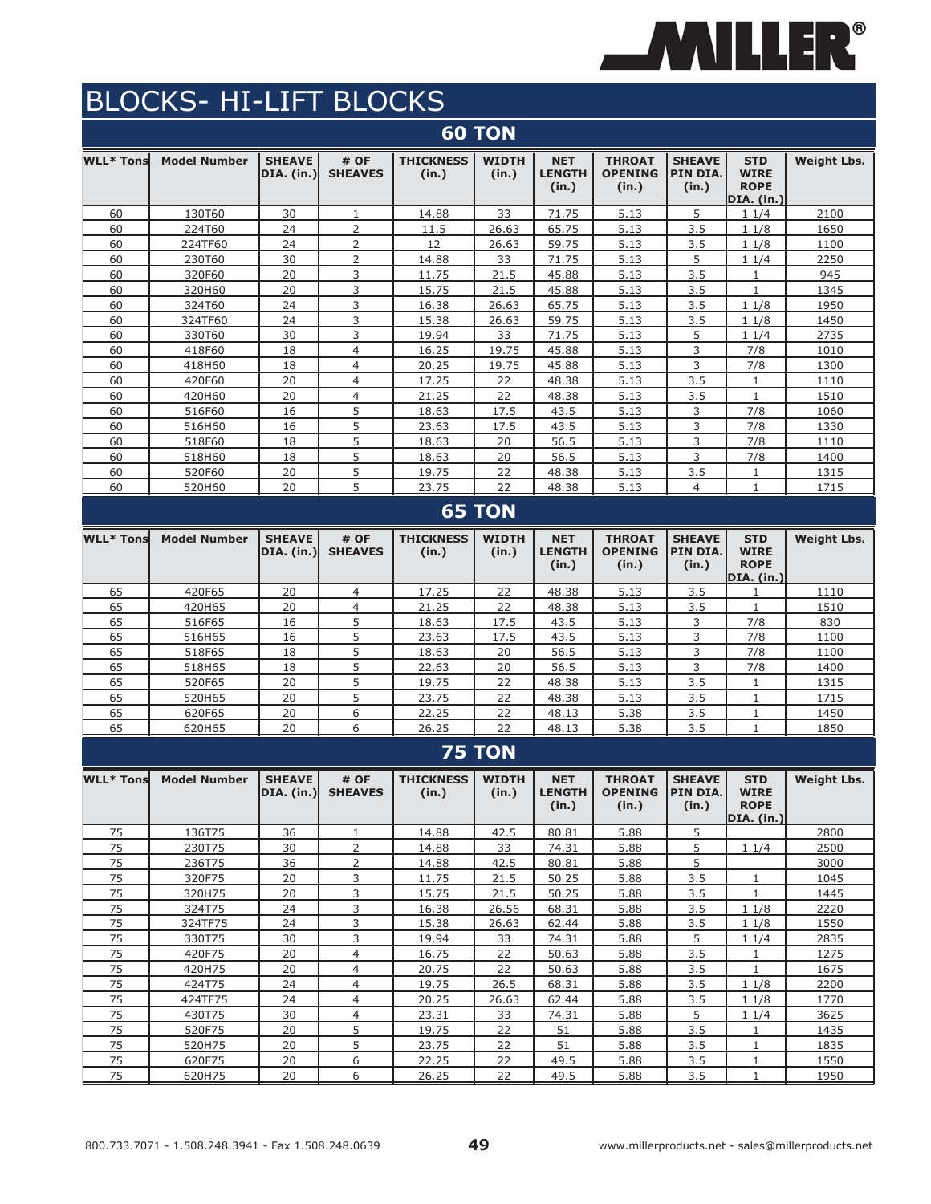# BLOCKS- HI-LIFT BLOCKS

## 60 TON

| WLL* Tons | Model Number | SHEAVE DIA. (in.) | # OF SHEAVES | THICKNESS (in.) | WIDTH (in.) | NET LENGTH (in.) | THROAT OPENING (in.) | SHEAVE PIN DIA. (in.) | STD WIRE ROPE DIA. (in.) | Weight Lbs. |
|---|---|---|---|---|---|---|---|---|---|---|
| 60 | 130T60 | 30 | 1 | 14.88 | 33 | 71.75 | 5.13 | 5 | 1 1/4 | 2100 |
| 60 | 224T60 | 24 | 2 | 11.5 | 26.63 | 65.75 | 5.13 | 3.5 | 1 1/8 | 1650 |
| 60 | 224TF60 | 24 | 2 | 12 | 26.63 | 59.75 | 5.13 | 3.5 | 1 1/8 | 1100 |
| 60 | 230T60 | 30 | 2 | 14.88 | 33 | 71.75 | 5.13 | 5 | 1 1/4 | 2250 |
| 60 | 320F60 | 20 | 3 | 11.75 | 21.5 | 45.88 | 5.13 | 3.5 | 1 | 945 |
| 60 | 320H60 | 20 | 3 | 15.75 | 21.5 | 45.88 | 5.13 | 3.5 | 1 | 1345 |
| 60 | 324T60 | 24 | 3 | 16.38 | 26.63 | 65.75 | 5.13 | 3.5 | 1 1/8 | 1950 |
| 60 | 324TF60 | 24 | 3 | 15.38 | 26.63 | 59.75 | 5.13 | 3.5 | 1 1/8 | 1450 |
| 60 | 330T60 | 30 | 3 | 19.94 | 33 | 71.75 | 5.13 | 5 | 1 1/4 | 2735 |
| 60 | 418F60 | 18 | 4 | 16.25 | 19.75 | 45.88 | 5.13 | 3 | 7/8 | 1010 |
| 60 | 418H60 | 18 | 4 | 20.25 | 19.75 | 45.88 | 5.13 | 3 | 7/8 | 1300 |
| 60 | 420F60 | 20 | 4 | 17.25 | 22 | 48.38 | 5.13 | 3.5 | 1 | 1110 |
| 60 | 420H60 | 20 | 4 | 21.25 | 22 | 48.38 | 5.13 | 3.5 | 1 | 1510 |
| 60 | 516F60 | 16 | 5 | 18.63 | 17.5 | 43.5 | 5.13 | 3 | 7/8 | 1060 |
| 60 | 516H60 | 16 | 5 | 23.63 | 17.5 | 43.5 | 5.13 | 3 | 7/8 | 1330 |
| 60 | 518F60 | 18 | 5 | 18.63 | 20 | 56.5 | 5.13 | 3 | 7/8 | 1110 |
| 60 | 518H60 | 18 | 5 | 18.63 | 20 | 56.5 | 5.13 | 3 | 7/8 | 1400 |
| 60 | 520F60 | 20 | 5 | 19.75 | 22 | 48.38 | 5.13 | 3.5 | 1 | 1315 |
| 60 | 520H60 | 20 | 5 | 23.75 | 22 | 48.38 | 5.13 | 4 | 1 | 1715 |

## 65 TON

| WLL* Tons | Model Number | SHEAVE DIA. (in.) | # OF SHEAVES | THICKNESS (in.) | WIDTH (in.) | NET LENGTH (in.) | THROAT OPENING (in.) | SHEAVE PIN DIA. (in.) | STD WIRE ROPE DIA. (in.) | Weight Lbs. |
|---|---|---|---|---|---|---|---|---|---|---|
| 65 | 420F65 | 20 | 4 | 17.25 | 22 | 48.38 | 5.13 | 3.5 | 1 | 1110 |
| 65 | 420H65 | 20 | 4 | 21.25 | 22 | 48.38 | 5.13 | 3.5 | 1 | 1510 |
| 65 | 516F65 | 16 | 5 | 18.63 | 17.5 | 43.5 | 5.13 | 3 | 7/8 | 830 |
| 65 | 516H65 | 16 | 5 | 23.63 | 17.5 | 43.5 | 5.13 | 3 | 7/8 | 1100 |
| 65 | 518F65 | 18 | 5 | 18.63 | 20 | 56.5 | 5.13 | 3 | 7/8 | 1100 |
| 65 | 518H65 | 18 | 5 | 22.63 | 20 | 56.5 | 5.13 | 3 | 7/8 | 1400 |
| 65 | 520F65 | 20 | 5 | 19.75 | 22 | 48.38 | 5.13 | 3.5 | 1 | 1315 |
| 65 | 520H65 | 20 | 5 | 23.75 | 22 | 48.38 | 5.13 | 3.5 | 1 | 1715 |
| 65 | 620F65 | 20 | 6 | 22.25 | 22 | 48.13 | 5.38 | 3.5 | 1 | 1450 |
| 65 | 620H65 | 20 | 6 | 26.25 | 22 | 48.13 | 5.38 | 3.5 | 1 | 1850 |

## 75 TON

| WLL* Tons | Model Number | SHEAVE DIA. (in.) | # OF SHEAVES | THICKNESS (in.) | WIDTH (in.) | NET LENGTH (in.) | THROAT OPENING (in.) | SHEAVE PIN DIA. (in.) | STD WIRE ROPE DIA. (in.) | Weight Lbs. |
|---|---|---|---|---|---|---|---|---|---|---|
| 75 | 136T75 | 36 | 1 | 14.88 | 42.5 | 80.81 | 5.88 | 5 | | 2800 |
| 75 | 230T75 | 30 | 2 | 14.88 | 33 | 74.31 | 5.88 | 5 | 1 1/4 | 2500 |
| 75 | 236T75 | 36 | 2 | 14.88 | 42.5 | 80.81 | 5.88 | 5 | | 3000 |
| 75 | 320F75 | 20 | 3 | 11.75 | 21.5 | 50.25 | 5.88 | 3.5 | 1 | 1045 |
| 75 | 320H75 | 20 | 3 | 15.75 | 21.5 | 50.25 | 5.88 | 3.5 | 1 | 1445 |
| 75 | 324T75 | 24 | 3 | 16.38 | 26.56 | 68.31 | 5.88 | 3.5 | 1 1/8 | 2220 |
| 75 | 324TF75 | 24 | 3 | 15.38 | 26.63 | 62.44 | 5.88 | 3.5 | 1 1/8 | 1550 |
| 75 | 330T75 | 30 | 3 | 19.94 | 33 | 74.31 | 5.88 | 5 | 1 1/4 | 2835 |
| 75 | 420F75 | 20 | 4 | 16.75 | 22 | 50.63 | 5.88 | 3.5 | 1 | 1275 |
| 75 | 420H75 | 20 | 4 | 20.75 | 22 | 50.63 | 5.88 | 3.5 | 1 | 1675 |
| 75 | 424T75 | 24 | 4 | 19.75 | 26.5 | 68.31 | 5.88 | 3.5 | 1 1/8 | 2200 |
| 75 | 424TF75 | 24 | 4 | 20.25 | 26.63 | 62.44 | 5.88 | 3.5 | 1 1/8 | 1770 |
| 75 | 430T75 | 30 | 4 | 23.31 | 33 | 74.31 | 5.88 | 5 | 1 1/4 | 3625 |
| 75 | 520F75 | 20 | 5 | 19.75 | 22 | 51 | 5.88 | 3.5 | 1 | 1435 |
| 75 | 520H75 | 20 | 5 | 23.75 | 22 | 51 | 5.88 | 3.5 | 1 | 1835 |
| 75 | 620F75 | 20 | 6 | 22.25 | 22 | 49.5 | 5.88 | 3.5 | 1 | 1550 |
| 75 | 620H75 | 20 | 6 | 26.25 | 22 | 49.5 | 5.88 | 3.5 | 1 | 1950 |

800.733.7071 - 1.508.248.3941 - Fax 1.508.248.0639

www.millerproducts.net - sales@millerproducts.net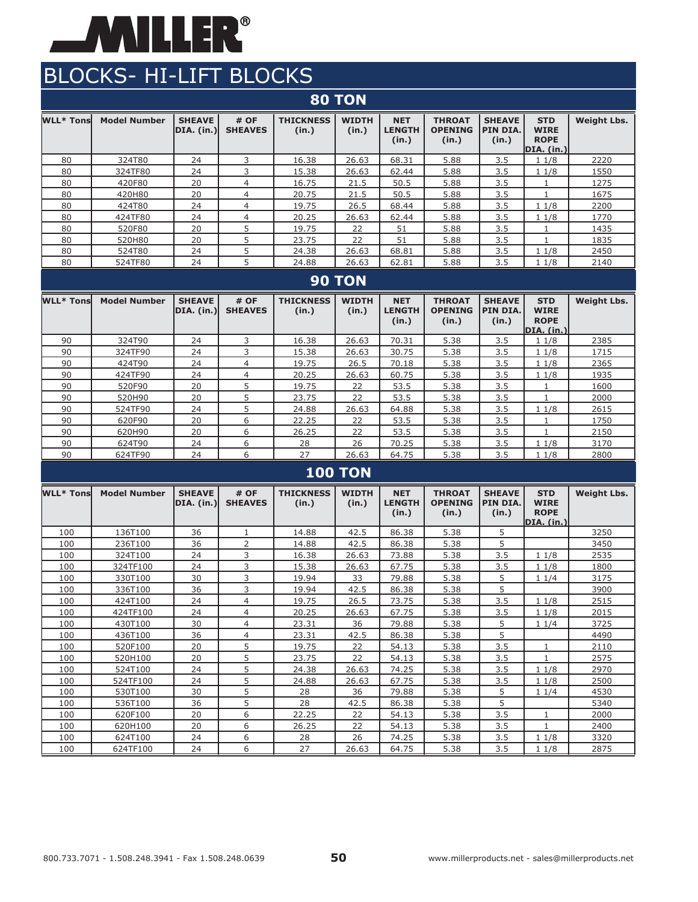# MILLER®

# BLOCKS- HI-LIFT BLOCKS

## 80 TON

| WLL* Tons | Model Number | SHEAVE DIA. (in.) | # OF SHEAVES | THICKNESS (in.) | WIDTH (in.) | NET LENGTH (in.) | THROAT OPENING (in.) | SHEAVE PIN DIA. (in.) | STD WIRE ROPE DIA. (in.) | Weight Lbs. |
|---|---|---|---|---|---|---|---|---|---|---|
| 80 | 324T80 | 24 | 3 | 16.38 | 26.63 | 68.31 | 5.88 | 3.5 | 1 1/8 | 2220 |
| 80 | 324TF80 | 24 | 3 | 15.38 | 26.63 | 62.44 | 5.88 | 3.5 | 1 1/8 | 1550 |
| 80 | 420F80 | 20 | 4 | 16.75 | 21.5 | 50.5 | 5.88 | 3.5 | 1 | 1275 |
| 80 | 420H80 | 20 | 4 | 20.75 | 21.5 | 50.5 | 5.88 | 3.5 | 1 | 1675 |
| 80 | 424T80 | 24 | 4 | 19.75 | 26.5 | 68.44 | 5.88 | 3.5 | 1 1/8 | 2200 |
| 80 | 424TF80 | 24 | 4 | 20.25 | 26.63 | 62.44 | 5.88 | 3.5 | 1 1/8 | 1770 |
| 80 | 520F80 | 20 | 5 | 19.75 | 22 | 51 | 5.88 | 3.5 | 1 | 1435 |
| 80 | 520H80 | 20 | 5 | 23.75 | 22 | 51 | 5.88 | 3.5 | 1 | 1835 |
| 80 | 524T80 | 24 | 5 | 24.38 | 26.63 | 68.81 | 5.88 | 3.5 | 1 1/8 | 2450 |
| 80 | 524TF80 | 24 | 5 | 24.88 | 26.63 | 62.81 | 5.88 | 3.5 | 1 1/8 | 2140 |

## 90 TON

| WLL* Tons | Model Number | SHEAVE DIA. (in.) | # OF SHEAVES | THICKNESS (in.) | WIDTH (in.) | NET LENGTH (in.) | THROAT OPENING (in.) | SHEAVE PIN DIA. (in.) | STD WIRE ROPE DIA. (in.) | Weight Lbs. |
|---|---|---|---|---|---|---|---|---|---|---|
| 90 | 324T90 | 24 | 3 | 16.38 | 26.63 | 70.31 | 5.38 | 3.5 | 1 1/8 | 2385 |
| 90 | 324TF90 | 24 | 3 | 15.38 | 26.63 | 30.75 | 5.38 | 3.5 | 1 1/8 | 1715 |
| 90 | 424T90 | 24 | 4 | 19.75 | 26.5 | 70.18 | 5.38 | 3.5 | 1 1/8 | 2365 |
| 90 | 424TF90 | 24 | 4 | 20.25 | 26.63 | 60.75 | 5.38 | 3.5 | 1 1/8 | 1935 |
| 90 | 520F90 | 20 | 5 | 19.75 | 22 | 53.5 | 5.38 | 3.5 | 1 | 1600 |
| 90 | 520H90 | 20 | 5 | 23.75 | 22 | 53.5 | 5.38 | 3.5 | 1 | 2000 |
| 90 | 524TF90 | 24 | 5 | 24.88 | 26.63 | 64.88 | 5.38 | 3.5 | 1 1/8 | 2615 |
| 90 | 620F90 | 20 | 6 | 22.25 | 22 | 53.5 | 5.38 | 3.5 | 1 | 1750 |
| 90 | 620H90 | 20 | 6 | 26.25 | 22 | 53.5 | 5.38 | 3.5 | 1 | 2150 |
| 90 | 624T90 | 24 | 6 | 28 | 26 | 70.25 | 5.38 | 3.5 | 1 1/8 | 3170 |
| 90 | 624TF90 | 24 | 6 | 27 | 26.63 | 64.75 | 5.38 | 3.5 | 1 1/8 | 2800 |

## 100 TON

| WLL* Tons | Model Number | SHEAVE DIA. (in.) | # OF SHEAVES | THICKNESS (in.) | WIDTH (in.) | NET LENGTH (in.) | THROAT OPENING (in.) | SHEAVE PIN DIA. (in.) | STD WIRE ROPE DIA. (in.) | Weight Lbs. |
|---|---|---|---|---|---|---|---|---|---|---|
| 100 | 136T100 | 36 | 1 | 14.88 | 42.5 | 86.38 | 5.38 | 5 | | 3250 |
| 100 | 236T100 | 36 | 2 | 14.88 | 42.5 | 86.38 | 5.38 | 5 | | 3450 |
| 100 | 324T100 | 24 | 3 | 16.38 | 26.63 | 73.88 | 5.38 | 3.5 | 1 1/8 | 2535 |
| 100 | 324TF100 | 24 | 3 | 15.38 | 26.63 | 67.75 | 5.38 | 3.5 | 1 1/8 | 1800 |
| 100 | 330T100 | 30 | 3 | 19.94 | 33 | 79.88 | 5.38 | 5 | 1 1/4 | 3175 |
| 100 | 336T100 | 36 | 3 | 19.94 | 42.5 | 86.38 | 5.38 | 5 | | 3900 |
| 100 | 424T100 | 24 | 4 | 19.75 | 26.5 | 73.75 | 5.38 | 3.5 | 1 1/8 | 2515 |
| 100 | 424TF100 | 24 | 4 | 20.25 | 26.63 | 67.75 | 5.38 | 3.5 | 1 1/8 | 2015 |
| 100 | 430T100 | 30 | 4 | 23.31 | 36 | 79.88 | 5.38 | 5 | 1 1/4 | 3725 |
| 100 | 436T100 | 36 | 4 | 23.31 | 42.5 | 86.38 | 5.38 | 5 | | 4490 |
| 100 | 520F100 | 20 | 5 | 19.75 | 22 | 54.13 | 5.38 | 3.5 | 1 | 2110 |
| 100 | 520H100 | 20 | 5 | 23.75 | 22 | 54.13 | 5.38 | 3.5 | 1 | 2575 |
| 100 | 524T100 | 24 | 5 | 24.38 | 26.63 | 74.25 | 5.38 | 3.5 | 1 1/8 | 2970 |
| 100 | 524TF100 | 24 | 5 | 24.88 | 26.63 | 67.75 | 5.38 | 3.5 | 1 1/8 | 2500 |
| 100 | 530T100 | 30 | 5 | 28 | 36 | 79.88 | 5.38 | 5 | 1 1/4 | 4530 |
| 100 | 536T100 | 36 | 5 | 28 | 42.5 | 86.38 | 5.38 | 5 | | 5340 |
| 100 | 620F100 | 20 | 6 | 22.25 | 22 | 54.13 | 5.38 | 3.5 | 1 | 2000 |
| 100 | 620H100 | 20 | 6 | 26.25 | 22 | 54.13 | 5.38 | 3.5 | 1 | 2400 |
| 100 | 624T100 | 24 | 6 | 28 | 26 | 74.25 | 5.38 | 3.5 | 1 1/8 | 3320 |
| 100 | 624TF100 | 24 | 6 | 27 | 26.63 | 64.75 | 5.38 | 3.5 | 1 1/8 | 2875 |

800.733.7071 - 1.508.248.3941 - Fax 1.508.248.0639 www.millerproducts.net - sales@millerproducts.net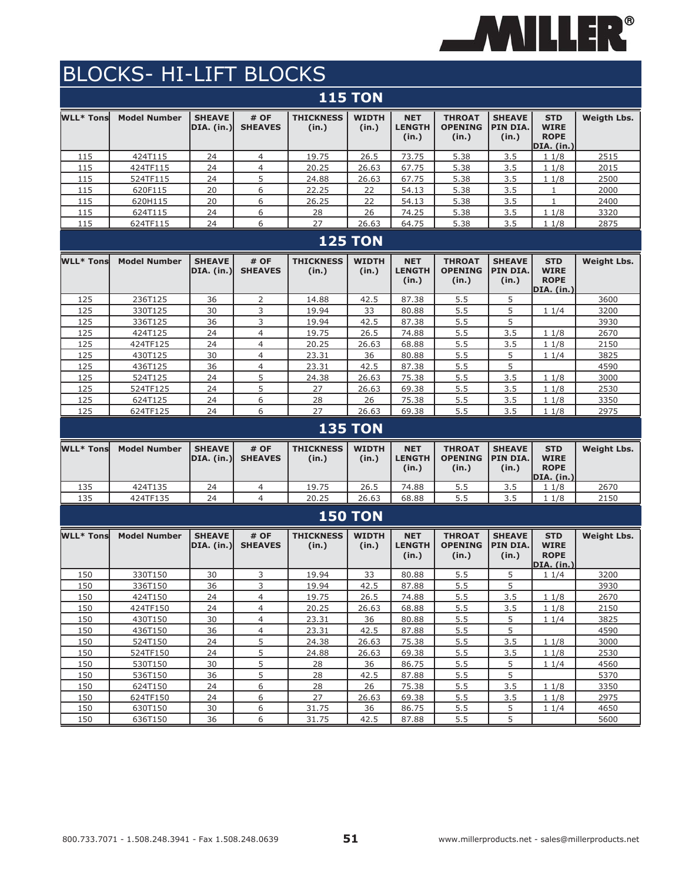# BLOCKS- HI-LIFT BLOCKS

## 115 TON

| WLL* Tons | Model Number | SHEAVE DIA. (in.) | # OF SHEAVES | THICKNESS (in.) | WIDTH (in.) | NET LENGTH (in.) | THROAT OPENING (in.) | SHEAVE PIN DIA. (in.) | STD WIRE ROPE DIA. (in.) | Weigth Lbs. |
|---|---|---|---|---|---|---|---|---|---|---|
| 115 | 424T115 | 24 | 4 | 19.75 | 26.5 | 73.75 | 5.38 | 3.5 | 1 1/8 | 2515 |
| 115 | 424TF115 | 24 | 4 | 20.25 | 26.63 | 67.75 | 5.38 | 3.5 | 1 1/8 | 2015 |
| 115 | 524TF115 | 24 | 5 | 24.88 | 26.63 | 67.75 | 5.38 | 3.5 | 1 1/8 | 2500 |
| 115 | 620F115 | 20 | 6 | 22.25 | 22 | 54.13 | 5.38 | 3.5 | 1 | 2000 |
| 115 | 620H115 | 20 | 6 | 26.25 | 22 | 54.13 | 5.38 | 3.5 | 1 | 2400 |
| 115 | 624T115 | 24 | 6 | 28 | 26 | 74.25 | 5.38 | 3.5 | 1 1/8 | 3320 |
| 115 | 624TF115 | 24 | 6 | 27 | 26.63 | 64.75 | 5.38 | 3.5 | 1 1/8 | 2875 |

## 125 TON

| WLL* Tons | Model Number | SHEAVE DIA. (in.) | # OF SHEAVES | THICKNESS (in.) | WIDTH (in.) | NET LENGTH (in.) | THROAT OPENING (in.) | SHEAVE PIN DIA. (in.) | STD WIRE ROPE DIA. (in.) | Weight Lbs. |
|---|---|---|---|---|---|---|---|---|---|---|
| 125 | 236T125 | 36 | 2 | 14.88 | 42.5 | 87.38 | 5.5 | 5 | | 3600 |
| 125 | 330T125 | 30 | 3 | 19.94 | 33 | 80.88 | 5.5 | 5 | 1 1/4 | 3200 |
| 125 | 336T125 | 36 | 3 | 19.94 | 42.5 | 87.38 | 5.5 | 5 | | 3930 |
| 125 | 424T125 | 24 | 4 | 19.75 | 26.5 | 74.88 | 5.5 | 3.5 | 1 1/8 | 2670 |
| 125 | 424TF125 | 24 | 4 | 20.25 | 26.63 | 68.88 | 5.5 | 3.5 | 1 1/8 | 2150 |
| 125 | 430T125 | 30 | 4 | 23.31 | 36 | 80.88 | 5.5 | 5 | 1 1/4 | 3825 |
| 125 | 436T125 | 36 | 4 | 23.31 | 42.5 | 87.38 | 5.5 | 5 | | 4590 |
| 125 | 524T125 | 24 | 5 | 24.38 | 26.63 | 75.38 | 5.5 | 3.5 | 1 1/8 | 3000 |
| 125 | 524TF125 | 24 | 5 | 27 | 26.63 | 69.38 | 5.5 | 3.5 | 1 1/8 | 2530 |
| 125 | 624T125 | 24 | 6 | 28 | 26 | 75.38 | 5.5 | 3.5 | 1 1/8 | 3350 |
| 125 | 624TF125 | 24 | 6 | 27 | 26.63 | 69.38 | 5.5 | 3.5 | 1 1/8 | 2975 |

## 135 TON

| WLL* Tons | Model Number | SHEAVE DIA. (in.) | # OF SHEAVES | THICKNESS (in.) | WIDTH (in.) | NET LENGTH (in.) | THROAT OPENING (in.) | SHEAVE PIN DIA. (in.) | STD WIRE ROPE DIA. (in.) | Weight Lbs. |
|---|---|---|---|---|---|---|---|---|---|---|
| 135 | 424T135 | 24 | 4 | 19.75 | 26.5 | 74.88 | 5.5 | 3.5 | 1 1/8 | 2670 |
| 135 | 424TF135 | 24 | 4 | 20.25 | 26.63 | 68.88 | 5.5 | 3.5 | 1 1/8 | 2150 |

## 150 TON

| WLL* Tons | Model Number | SHEAVE DIA. (in.) | # OF SHEAVES | THICKNESS (in.) | WIDTH (in.) | NET LENGTH (in.) | THROAT OPENING (in.) | SHEAVE PIN DIA. (in.) | STD WIRE ROPE DIA. (in.) | Weight Lbs. |
|---|---|---|---|---|---|---|---|---|---|---|
| 150 | 330T150 | 30 | 3 | 19.94 | 33 | 80.88 | 5.5 | 5 | 1 1/4 | 3200 |
| 150 | 336T150 | 36 | 3 | 19.94 | 42.5 | 87.88 | 5.5 | 5 | | 3930 |
| 150 | 424T150 | 24 | 4 | 19.75 | 26.5 | 74.88 | 5.5 | 3.5 | 1 1/8 | 2670 |
| 150 | 424TF150 | 24 | 4 | 20.25 | 26.63 | 68.88 | 5.5 | 3.5 | 1 1/8 | 2150 |
| 150 | 430T150 | 30 | 4 | 23.31 | 36 | 80.88 | 5.5 | 5 | 1 1/4 | 3825 |
| 150 | 436T150 | 36 | 4 | 23.31 | 42.5 | 87.88 | 5.5 | 5 | | 4590 |
| 150 | 524T150 | 24 | 5 | 24.38 | 26.63 | 75.38 | 5.5 | 3.5 | 1 1/8 | 3000 |
| 150 | 524TF150 | 24 | 5 | 24.88 | 26.63 | 69.38 | 5.5 | 3.5 | 1 1/8 | 2530 |
| 150 | 530T150 | 30 | 5 | 28 | 36 | 86.75 | 5.5 | 5 | 1 1/4 | 4560 |
| 150 | 536T150 | 36 | 5 | 28 | 42.5 | 87.88 | 5.5 | 5 | | 5370 |
| 150 | 624T150 | 24 | 6 | 28 | 26 | 75.38 | 5.5 | 3.5 | 1 1/8 | 3350 |
| 150 | 624TF150 | 24 | 6 | 27 | 26.63 | 69.38 | 5.5 | 3.5 | 1 1/8 | 2975 |
| 150 | 630T150 | 30 | 6 | 31.75 | 36 | 86.75 | 5.5 | 5 | 1 1/4 | 4650 |
| 150 | 636T150 | 36 | 6 | 31.75 | 42.5 | 87.88 | 5.5 | 5 | | 5600 |

800.733.7071 - 1.508.248.3941 - Fax 1.508.248.0639

www.millerproducts.net - sales@millerproducts.net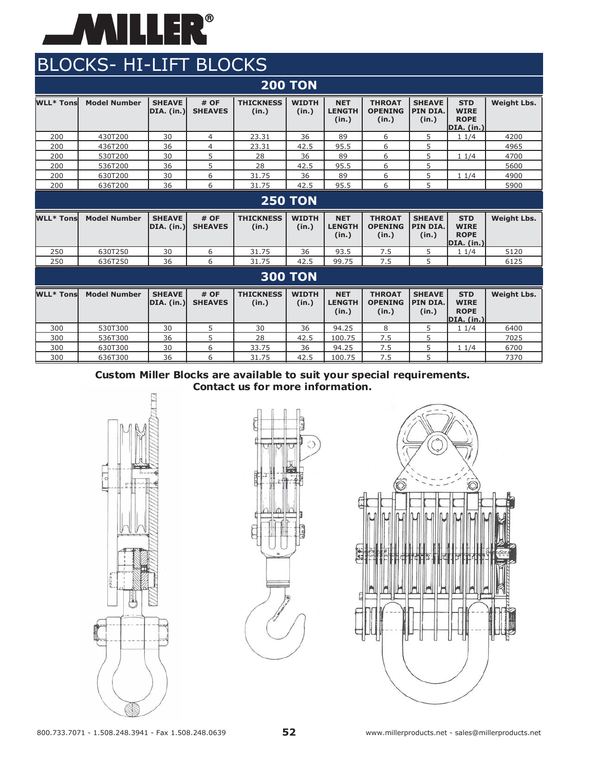# BLOCKS- HI-LIFT BLOCKS

## 200 TON

| WLL* Tons | Model Number | SHEAVE DIA. (in.) | # OF SHEAVES | THICKNESS (in.) | WIDTH (in.) | NET LENGTH (in.) | THROAT OPENING (in.) | SHEAVE PIN DIA. (in.) | STD WIRE ROPE DIA. (in.) | Weight Lbs. |
|---|---|---|---|---|---|---|---|---|---|---|
| 200 | 430T200 | 30 | 4 | 23.31 | 36 | 89 | 6 | 5 | 1 1/4 | 4200 |
| 200 | 436T200 | 36 | 4 | 23.31 | 42.5 | 95.5 | 6 | 5 | | 4965 |
| 200 | 530T200 | 30 | 5 | 28 | 36 | 89 | 6 | 5 | 1 1/4 | 4700 |
| 200 | 536T200 | 36 | 5 | 28 | 42.5 | 95.5 | 6 | 5 | | 5600 |
| 200 | 630T200 | 30 | 6 | 31.75 | 36 | 89 | 6 | 5 | 1 1/4 | 4900 |
| 200 | 636T200 | 36 | 6 | 31.75 | 42.5 | 95.5 | 6 | 5 | | 5900 |

## 250 TON

| WLL* Tons | Model Number | SHEAVE DIA. (in.) | # OF SHEAVES | THICKNESS (in.) | WIDTH (in.) | NET LENGTH (in.) | THROAT OPENING (in.) | SHEAVE PIN DIA. (in.) | STD WIRE ROPE DIA. (in.) | Weight Lbs. |
|---|---|---|---|---|---|---|---|---|---|---|
| 250 | 630T250 | 30 | 6 | 31.75 | 36 | 93.5 | 7.5 | 5 | 1 1/4 | 5120 |
| 250 | 636T250 | 36 | 6 | 31.75 | 42.5 | 99.75 | 7.5 | 5 | | 6125 |

## 300 TON

| WLL* Tons | Model Number | SHEAVE DIA. (in.) | # OF SHEAVES | THICKNESS (in.) | WIDTH (in.) | NET LENGTH (in.) | THROAT OPENING (in.) | SHEAVE PIN DIA. (in.) | STD WIRE ROPE DIA. (in.) | Weight Lbs. |
|---|---|---|---|---|---|---|---|---|---|---|
| 300 | 530T300 | 30 | 5 | 30 | 36 | 94.25 | 8 | 5 | 1 1/4 | 6400 |
| 300 | 536T300 | 36 | 5 | 28 | 42.5 | 100.75 | 7.5 | 5 | | 7025 |
| 300 | 630T300 | 30 | 6 | 33.75 | 36 | 94.25 | 7.5 | 5 | 1 1/4 | 6700 |
| 300 | 636T300 | 36 | 6 | 31.75 | 42.5 | 100.75 | 7.5 | 5 | | 7370 |

**Custom Miller Blocks are available to suit your special requirements.**
**Contact us for more information.**

800.733.7071 - 1.508.248.3941 - Fax 1.508.248.0639

www.millerproducts.net - sales@millerproducts.net